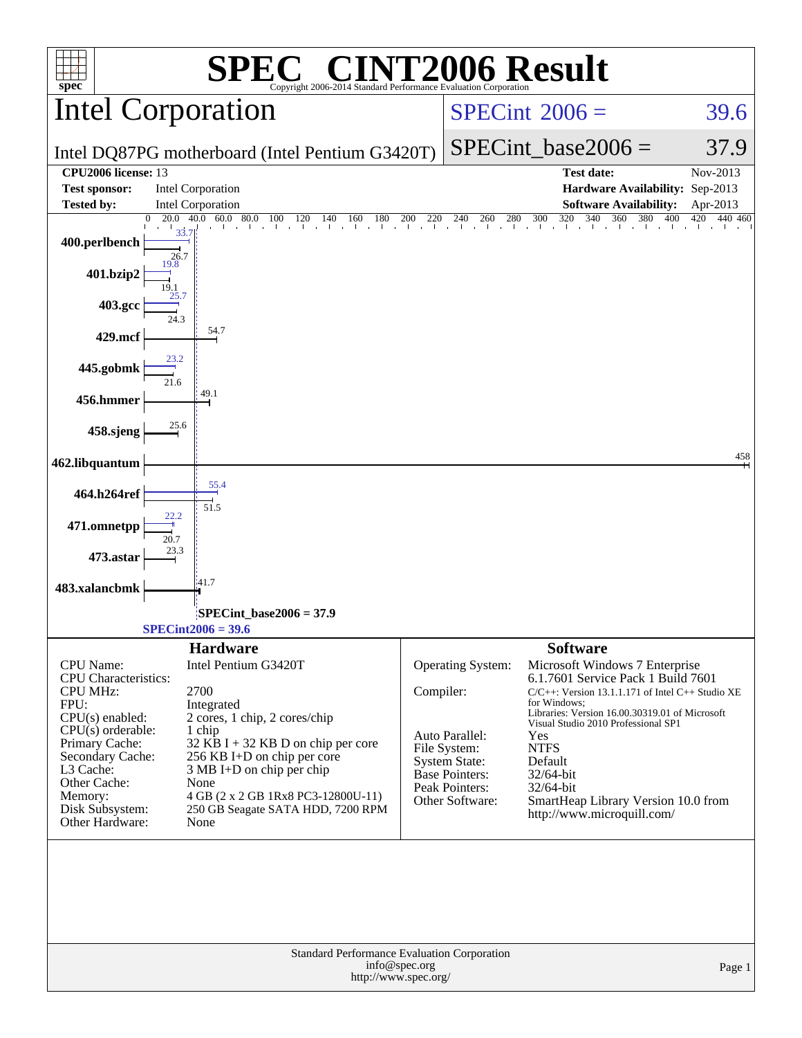# SPEC CINT2006 Result

Copyright 2006-2014 Standard Performance Evaluation Corporation

## Intel Corporation

Intel DQ87PG motherboard (Intel Pentium G3420T)

SPECint 2006 = 39.6

SPECint_base2006 = 37.9

| | | | |
|---|---|---|---|
| **CPU2006 license:** 13 | | **Test date:** | Nov-2013 |
| **Test sponsor:** | Intel Corporation | **Hardware Availability:** | Sep-2013 |
| **Tested by:** | Intel Corporation | **Software Availability:** | Apr-2013 |

| Benchmark | Peak | Base |
|---|---|---|
| 400.perlbench | 33.7 | 26.7 |
| 401.bzip2 | 19.8 | 19.1 |
| 403.gcc | 25.7 | 24.3 |
| 429.mcf | 54.7 | |
| 445.gobmk | 23.2 | 21.6 |
| 456.hmmer | 49.1 | |
| 458.sjeng | 25.6 | |
| 462.libquantum | 458 | |
| 464.h264ref | 55.4 | 51.5 |
| 471.omnetpp | 22.2 | 20.7 |
| 473.astar | 23.3 | |
| 483.xalancbmk | 41.7 | |

SPECint_base2006 = 37.9

SPECint2006 = 39.6

## Hardware

| | |
|---|---|
| CPU Name: | Intel Pentium G3420T |
| CPU Characteristics: | |
| CPU MHz: | 2700 |
| FPU: | Integrated |
| CPU(s) enabled: | 2 cores, 1 chip, 2 cores/chip |
| CPU(s) orderable: | 1 chip |
| Primary Cache: | 32 KB I + 32 KB D on chip per core |
| Secondary Cache: | 256 KB I+D on chip per core |
| L3 Cache: | 3 MB I+D on chip per chip |
| Other Cache: | None |
| Memory: | 4 GB (2 x 2 GB 1Rx8 PC3-12800U-11) |
| Disk Subsystem: | 250 GB Seagate SATA HDD, 7200 RPM |
| Other Hardware: | None |

## Software

| | |
|---|---|
| Operating System: | Microsoft Windows 7 Enterprise 6.1.7601 Service Pack 1 Build 7601 |
| Compiler: | C/C++: Version 13.1.1.171 of Intel C++ Studio XE for Windows; Libraries: Version 16.00.30319.01 of Microsoft Visual Studio 2010 Professional SP1 |
| Auto Parallel: | Yes |
| File System: | NTFS |
| System State: | Default |
| Base Pointers: | 32/64-bit |
| Peak Pointers: | 32/64-bit |
| Other Software: | SmartHeap Library Version 10.0 from http://www.microquill.com/ |

Standard Performance Evaluation Corporation
info@spec.org
http://www.spec.org/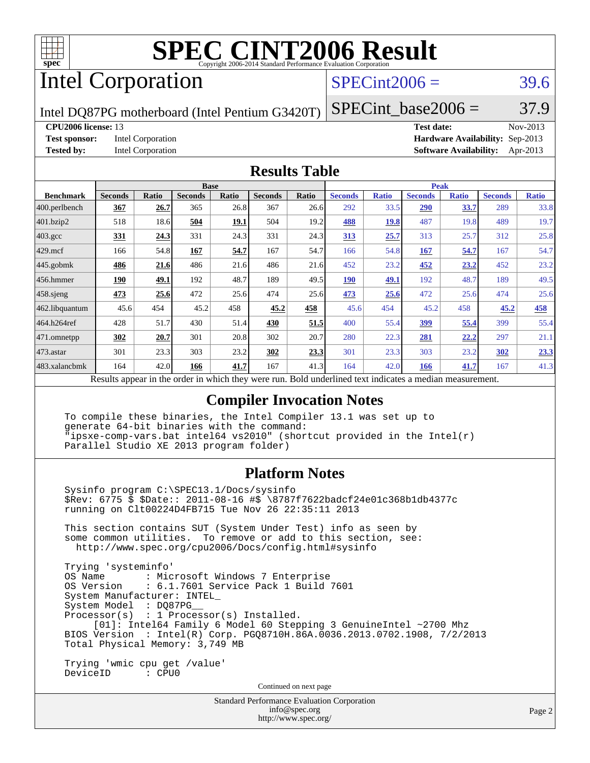# SPEC CINT2006 Result

Copyright 2006-2014 Standard Performance Evaluation Corporation

# Intel Corporation

Intel DQ87PG motherboard (Intel Pentium G3420T)

SPECint2006 = 39.6

SPECint_base2006 = 37.9

**CPU2006 license:** 13
**Test sponsor:** Intel Corporation
**Tested by:** Intel Corporation

**Test date:** Nov-2013
**Hardware Availability:** Sep-2013
**Software Availability:** Apr-2013

## Results Table

| Benchmark | Base | | | | | | Peak | | | | | |
|---|---|---|---|---|---|---|---|---|---|---|---|---|
| | Seconds | Ratio | Seconds | Ratio | Seconds | Ratio | Seconds | Ratio | Seconds | Ratio | Seconds | Ratio |
| 400.perlbench | **367** | **26.7** | 365 | 26.8 | 367 | 26.6 | 292 | 33.5 | **290** | **33.7** | 289 | 33.8 |
| 401.bzip2 | 518 | 18.6 | **504** | **19.1** | 504 | 19.2 | **488** | **19.8** | 487 | 19.8 | 489 | 19.7 |
| 403.gcc | **331** | **24.3** | 331 | 24.3 | 331 | 24.3 | **313** | **25.7** | 313 | 25.7 | 312 | 25.8 |
| 429.mcf | 166 | 54.8 | **167** | **54.7** | 167 | 54.7 | 166 | 54.8 | **167** | **54.7** | 167 | 54.7 |
| 445.gobmk | **486** | **21.6** | 486 | 21.6 | 486 | 21.6 | 452 | 23.2 | **452** | **23.2** | 452 | 23.2 |
| 456.hmmer | **190** | **49.1** | 192 | 48.7 | 189 | 49.5 | **190** | **49.1** | 192 | 48.7 | 189 | 49.5 |
| 458.sjeng | **473** | **25.6** | 472 | 25.6 | 474 | 25.6 | **473** | **25.6** | 472 | 25.6 | 474 | 25.6 |
| 462.libquantum | 45.6 | 454 | 45.2 | 458 | **45.2** | **458** | 45.6 | 454 | 45.2 | 458 | **45.2** | **458** |
| 464.h264ref | 428 | 51.7 | 430 | 51.4 | **430** | **51.5** | 400 | 55.4 | **399** | **55.4** | 399 | 55.4 |
| 471.omnetpp | **302** | **20.7** | 301 | 20.8 | 302 | 20.7 | 280 | 22.3 | **281** | **22.2** | 297 | 21.1 |
| 473.astar | 301 | 23.3 | 303 | 23.2 | **302** | **23.3** | 301 | 23.3 | 303 | 23.2 | **302** | **23.3** |
| 483.xalancbmk | 164 | 42.0 | **166** | **41.7** | 167 | 41.3 | 164 | 42.0 | **166** | **41.7** | 167 | 41.3 |

Results appear in the order in which they were run. Bold underlined text indicates a median measurement.

## Compiler Invocation Notes

```
To compile these binaries, the Intel Compiler 13.1 was set up to
generate 64-bit binaries with the command:
"ipsxe-comp-vars.bat intel64 vs2010" (shortcut provided in the Intel(r)
Parallel Studio XE 2013 program folder)
```

## Platform Notes

```
Sysinfo program C:\SPEC13.1/Docs/sysinfo
$Rev: 6775 $ $Date:: 2011-08-16 #$ \8787f7622badcf24e01c368b1db4377c
running on Clt00224D4FB715 Tue Nov 26 22:35:11 2013

This section contains SUT (System Under Test) info as seen by
some common utilities.  To remove or add to this section, see:
  http://www.spec.org/cpu2006/Docs/config.html#sysinfo

Trying 'systeminfo'
OS Name         : Microsoft Windows 7 Enterprise
OS Version      : 6.1.7601 Service Pack 1 Build 7601
System Manufacturer: INTEL_
System Model    : DQ87PG__
Processor(s)    : 1 Processor(s) Installed.
     [01]: Intel64 Family 6 Model 60 Stepping 3 GenuineIntel ~2700 Mhz
BIOS Version    : Intel(R) Corp. PGQ8710H.86A.0036.2013.0702.1908, 7/2/2013
Total Physical Memory: 3,749 MB

Trying 'wmic cpu get /value'
DeviceID        : CPU0
```

Continued on next page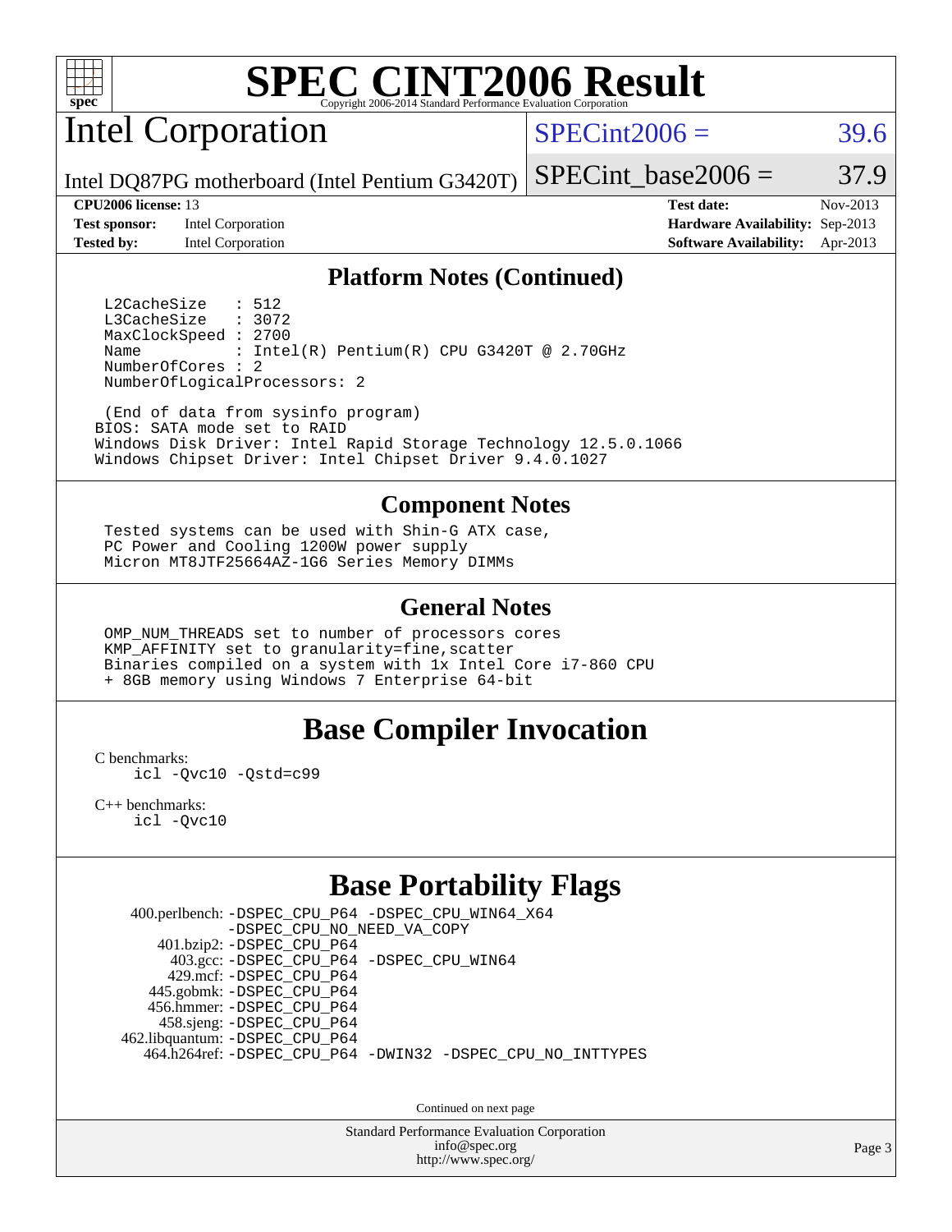# SPEC CINT2006 Result

Copyright 2006-2014 Standard Performance Evaluation Corporation

## Intel Corporation

Intel DQ87PG motherboard (Intel Pentium G3420T)

SPECint2006 = 39.6

SPECint_base2006 = 37.9

**CPU2006 license:** 13
**Test sponsor:** Intel Corporation
**Tested by:** Intel Corporation

**Test date:** Nov-2013
**Hardware Availability:** Sep-2013
**Software Availability:** Apr-2013

### Platform Notes (Continued)

```
L2CacheSize   : 512
L3CacheSize   : 3072
MaxClockSpeed : 2700
Name          : Intel(R) Pentium(R) CPU G3420T @ 2.70GHz
NumberOfCores : 2
NumberOfLogicalProcessors: 2

 (End of data from sysinfo program)
BIOS: SATA mode set to RAID
Windows Disk Driver: Intel Rapid Storage Technology 12.5.0.1066
Windows Chipset Driver: Intel Chipset Driver 9.4.0.1027
```

### Component Notes

```
Tested systems can be used with Shin-G ATX case,
PC Power and Cooling 1200W power supply
Micron MT8JTF25664AZ-1G6 Series Memory DIMMs
```

### General Notes

```
OMP_NUM_THREADS set to number of processors cores
KMP_AFFINITY set to granularity=fine,scatter
Binaries compiled on a system with 1x Intel Core i7-860 CPU
+ 8GB memory using Windows 7 Enterprise 64-bit
```

## Base Compiler Invocation

C benchmarks:
    icl -Qvc10 -Qstd=c99

C++ benchmarks:
    icl -Qvc10

## Base Portability Flags

400.perlbench: -DSPEC_CPU_P64 -DSPEC_CPU_WIN64_X64 -DSPEC_CPU_NO_NEED_VA_COPY
401.bzip2: -DSPEC_CPU_P64
403.gcc: -DSPEC_CPU_P64 -DSPEC_CPU_WIN64
429.mcf: -DSPEC_CPU_P64
445.gobmk: -DSPEC_CPU_P64
456.hmmer: -DSPEC_CPU_P64
458.sjeng: -DSPEC_CPU_P64
462.libquantum: -DSPEC_CPU_P64
464.h264ref: -DSPEC_CPU_P64 -DWIN32 -DSPEC_CPU_NO_INTTYPES

Continued on next page

Standard Performance Evaluation Corporation
info@spec.org
http://www.spec.org/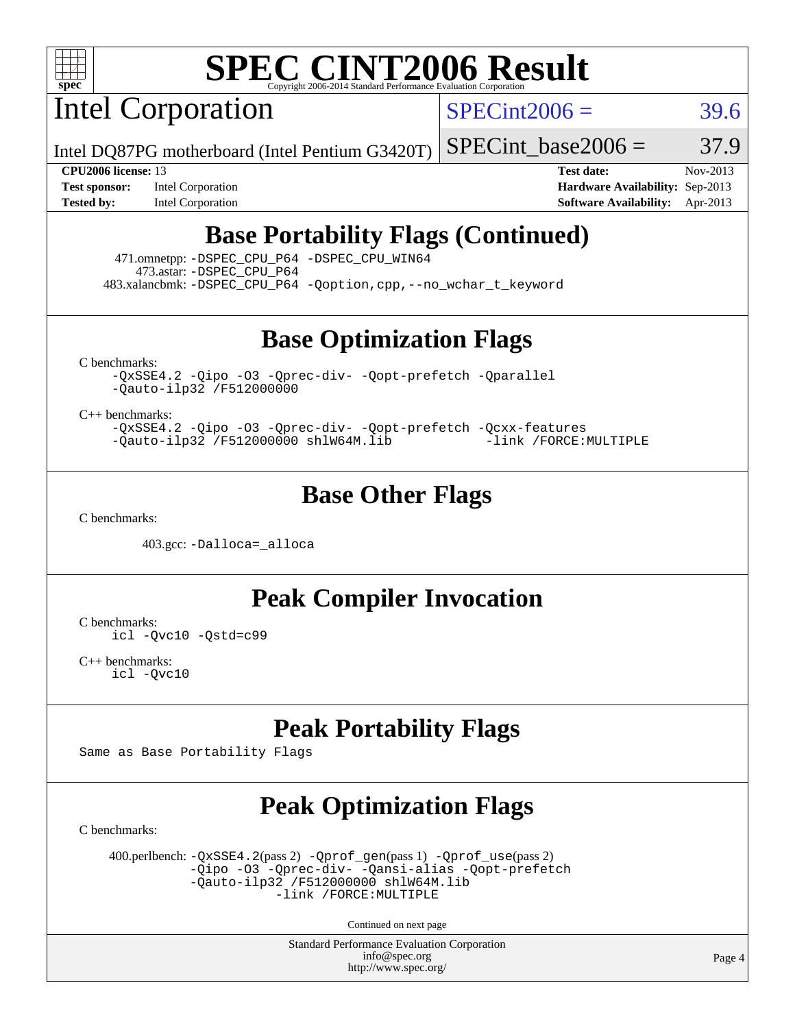# SPEC CINT2006 Result

## Intel Corporation

Intel DQ87PG motherboard (Intel Pentium G3420T)

| | | | |
|---|---|---|---|
| SPECint2006 = | 39.6 | SPECint_base2006 = | 37.9 |

| | | | |
|---|---|---|---|
| **CPU2006 license:** | 13 | **Test date:** | Nov-2013 |
| **Test sponsor:** | Intel Corporation | **Hardware Availability:** | Sep-2013 |
| **Tested by:** | Intel Corporation | **Software Availability:** | Apr-2013 |

## Base Portability Flags (Continued)

471.omnetpp: `-DSPEC_CPU_P64 -DSPEC_CPU_WIN64`
473.astar: `-DSPEC_CPU_P64`
483.xalancbmk: `-DSPEC_CPU_P64 -Qoption,cpp,--no_wchar_t_keyword`

## Base Optimization Flags

C benchmarks:

```
-QxSSE4.2 -Qipo -O3 -Qprec-div- -Qopt-prefetch -Qparallel
-Qauto-ilp32 /F512000000
```

C++ benchmarks:

```
-QxSSE4.2 -Qipo -O3 -Qprec-div- -Qopt-prefetch -Qcxx-features
-Qauto-ilp32 /F512000000 shlW64M.lib            -link /FORCE:MULTIPLE
```

## Base Other Flags

C benchmarks:

403.gcc: `-Dalloca=_alloca`

## Peak Compiler Invocation

C benchmarks:

```
icl -Qvc10 -Qstd=c99
```

C++ benchmarks:

```
icl -Qvc10
```

## Peak Portability Flags

Same as Base Portability Flags

## Peak Optimization Flags

C benchmarks:

400.perlbench: `-QxSSE4.2`(pass 2) `-Qprof_gen`(pass 1) `-Qprof_use`(pass 2) `-Qipo -O3 -Qprec-div- -Qansi-alias -Qopt-prefetch -Qauto-ilp32 /F512000000 shlW64M.lib -link /FORCE:MULTIPLE`

Continued on next page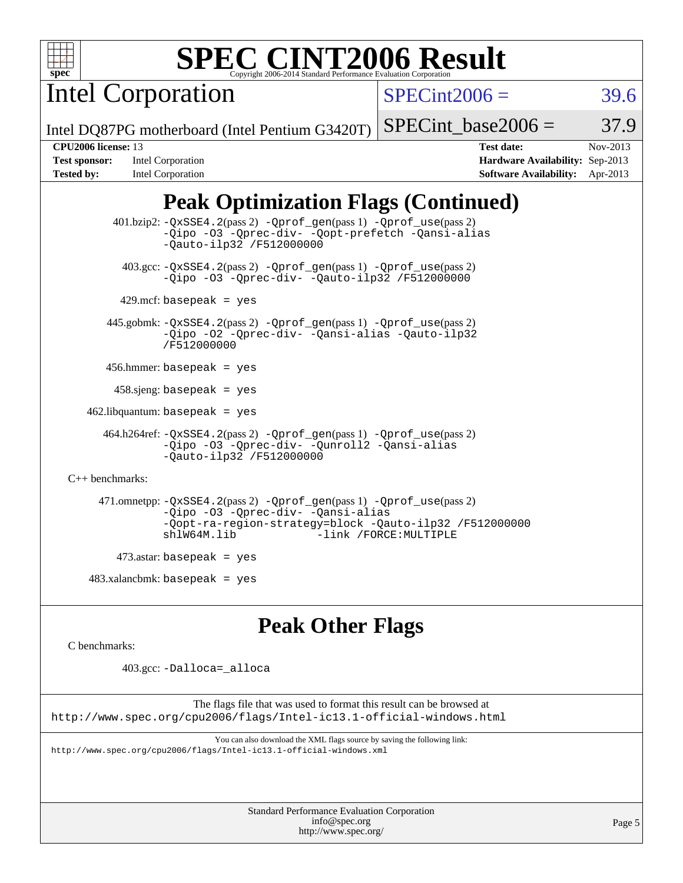# SPEC CINT2006 Result

Copyright 2006-2014 Standard Performance Evaluation Corporation

## Intel Corporation

Intel DQ87PG motherboard (Intel Pentium G3420T)

SPECint2006 = 39.6

SPECint_base2006 = 37.9

**CPU2006 license:** 13
**Test sponsor:** Intel Corporation
**Tested by:** Intel Corporation

**Test date:** Nov-2013
**Hardware Availability:** Sep-2013
**Software Availability:** Apr-2013

## Peak Optimization Flags (Continued)

401.bzip2: `-QxSSE4.2`(pass 2) `-Qprof_gen`(pass 1) `-Qprof_use`(pass 2) `-Qipo -O3 -Qprec-div- -Qopt-prefetch -Qansi-alias -Qauto-ilp32 /F512000000`

403.gcc: `-QxSSE4.2`(pass 2) `-Qprof_gen`(pass 1) `-Qprof_use`(pass 2) `-Qipo -O3 -Qprec-div- -Qauto-ilp32 /F512000000`

429.mcf: `basepeak = yes`

445.gobmk: `-QxSSE4.2`(pass 2) `-Qprof_gen`(pass 1) `-Qprof_use`(pass 2) `-Qipo -O2 -Qprec-div- -Qansi-alias -Qauto-ilp32 /F512000000`

456.hmmer: `basepeak = yes`

458.sjeng: `basepeak = yes`

462.libquantum: `basepeak = yes`

464.h264ref: `-QxSSE4.2`(pass 2) `-Qprof_gen`(pass 1) `-Qprof_use`(pass 2) `-Qipo -O3 -Qprec-div- -Qunroll2 -Qansi-alias -Qauto-ilp32 /F512000000`

C++ benchmarks:

471.omnetpp: `-QxSSE4.2`(pass 2) `-Qprof_gen`(pass 1) `-Qprof_use`(pass 2) `-Qipo -O3 -Qprec-div- -Qansi-alias -Qopt-ra-region-strategy=block -Qauto-ilp32 /F512000000 shlW64M.lib -link /FORCE:MULTIPLE`

473.astar: `basepeak = yes`

483.xalancbmk: `basepeak = yes`

## Peak Other Flags

C benchmarks:

403.gcc: `-Dalloca=_alloca`

The flags file that was used to format this result can be browsed at
http://www.spec.org/cpu2006/flags/Intel-ic13.1-official-windows.html

You can also download the XML flags source by saving the following link:
http://www.spec.org/cpu2006/flags/Intel-ic13.1-official-windows.xml

Standard Performance Evaluation Corporation
info@spec.org
http://www.spec.org/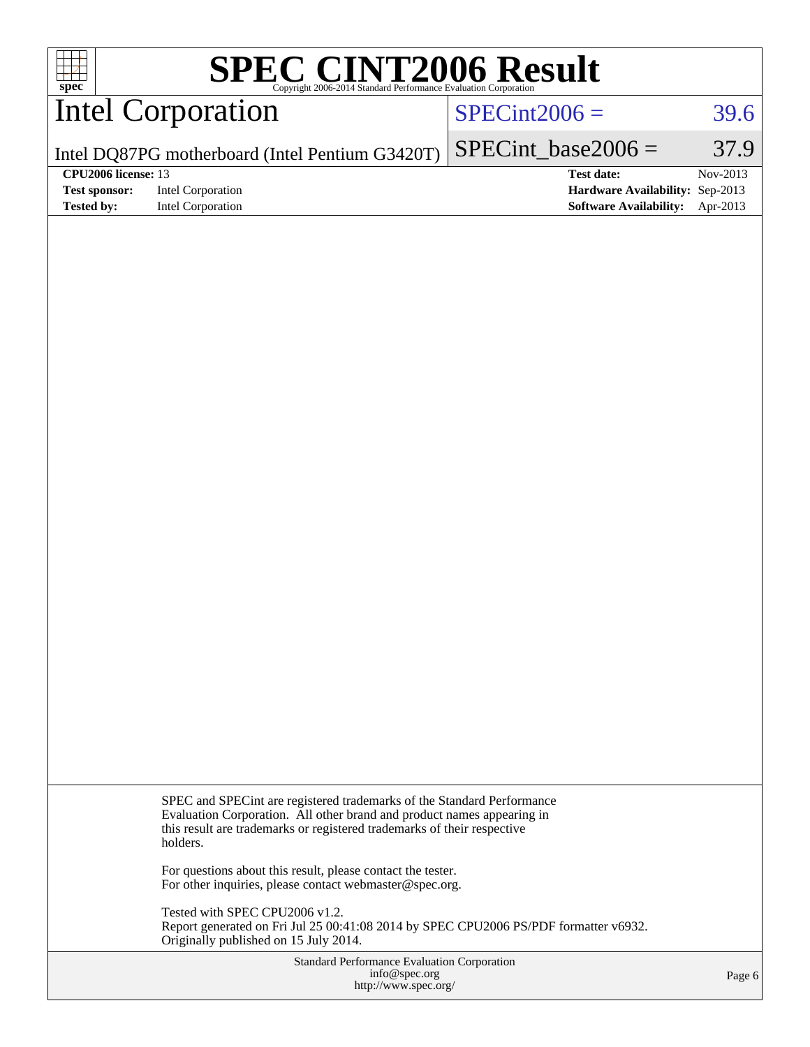SPEC and SPECint are registered trademarks of the Standard Performance Evaluation Corporation. All other brand and product names appearing in this result are trademarks or registered trademarks of their respective holders.

For questions about this result, please contact the tester.
For other inquiries, please contact webmaster@spec.org.

Tested with SPEC CPU2006 v1.2.
Report generated on Fri Jul 25 00:41:08 2014 by SPEC CPU2006 PS/PDF formatter v6932.
Originally published on 15 July 2014.